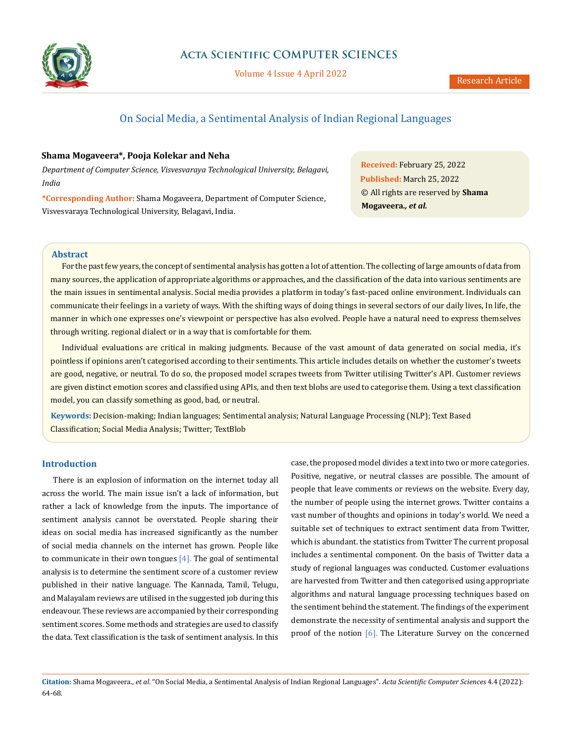# On Social Media, a Sentimental Analysis of Indian Regional Languages

**Shama Mogaveera*, Pooja Kolekar and Neha**

*Department of Computer Science, Visvesvaraya Technological University, Belagavi, India*

***Corresponding Author:** Shama Mogaveera, Department of Computer Science, Visvesvaraya Technological University, Belagavi, India.

**Received:** February 25, 2022
**Published:** March 25, 2022
© All rights are reserved by **Shama Mogaveera*., et al.***

## Abstract

For the past few years, the concept of sentimental analysis has gotten a lot of attention. The collecting of large amounts of data from many sources, the application of appropriate algorithms or approaches, and the classification of the data into various sentiments are the main issues in sentimental analysis. Social media provides a platform in today's fast-paced online environment. Individuals can communicate their feelings in a variety of ways. With the shifting ways of doing things in several sectors of our daily lives, In life, the manner in which one expresses one's viewpoint or perspective has also evolved. People have a natural need to express themselves through writing. regional dialect or in a way that is comfortable for them.

Individual evaluations are critical in making judgments. Because of the vast amount of data generated on social media, it's pointless if opinions aren't categorised according to their sentiments. This article includes details on whether the customer's tweets are good, negative, or neutral. To do so, the proposed model scrapes tweets from Twitter utilising Twitter's API. Customer reviews are given distinct emotion scores and classified using APIs, and then text blobs are used to categorise them. Using a text classification model, you can classify something as good, bad, or neutral.

**Keywords:** Decision-making; Indian languages; Sentimental analysis; Natural Language Processing (NLP); Text Based Classification; Social Media Analysis; Twitter; TextBlob

## Introduction

There is an explosion of information on the internet today all across the world. The main issue isn't a lack of information, but rather a lack of knowledge from the inputs. The importance of sentiment analysis cannot be overstated. People sharing their ideas on social media has increased significantly as the number of social media channels on the internet has grown. People like to communicate in their own tongues [4]. The goal of sentimental analysis is to determine the sentiment score of a customer review published in their native language. The Kannada, Tamil, Telugu, and Malayalam reviews are utilised in the suggested job during this endeavour. These reviews are accompanied by their corresponding sentiment scores. Some methods and strategies are used to classify the data. Text classification is the task of sentiment analysis. In this case, the proposed model divides a text into two or more categories. Positive, negative, or neutral classes are possible. The amount of people that leave comments or reviews on the website. Every day, the number of people using the internet grows. Twitter contains a vast number of thoughts and opinions in today's world. We need a suitable set of techniques to extract sentiment data from Twitter, which is abundant. the statistics from Twitter The current proposal includes a sentimental component. On the basis of Twitter data a study of regional languages was conducted. Customer evaluations are harvested from Twitter and then categorised using appropriate algorithms and natural language processing techniques based on the sentiment behind the statement. The findings of the experiment demonstrate the necessity of sentimental analysis and support the proof of the notion [6]. The Literature Survey on the concerned

**Citation:** Shama Mogaveera*., et al.* "On Social Media, a Sentimental Analysis of Indian Regional Languages". *Acta Scientific Computer Sciences* 4.4 (2022): 64-68.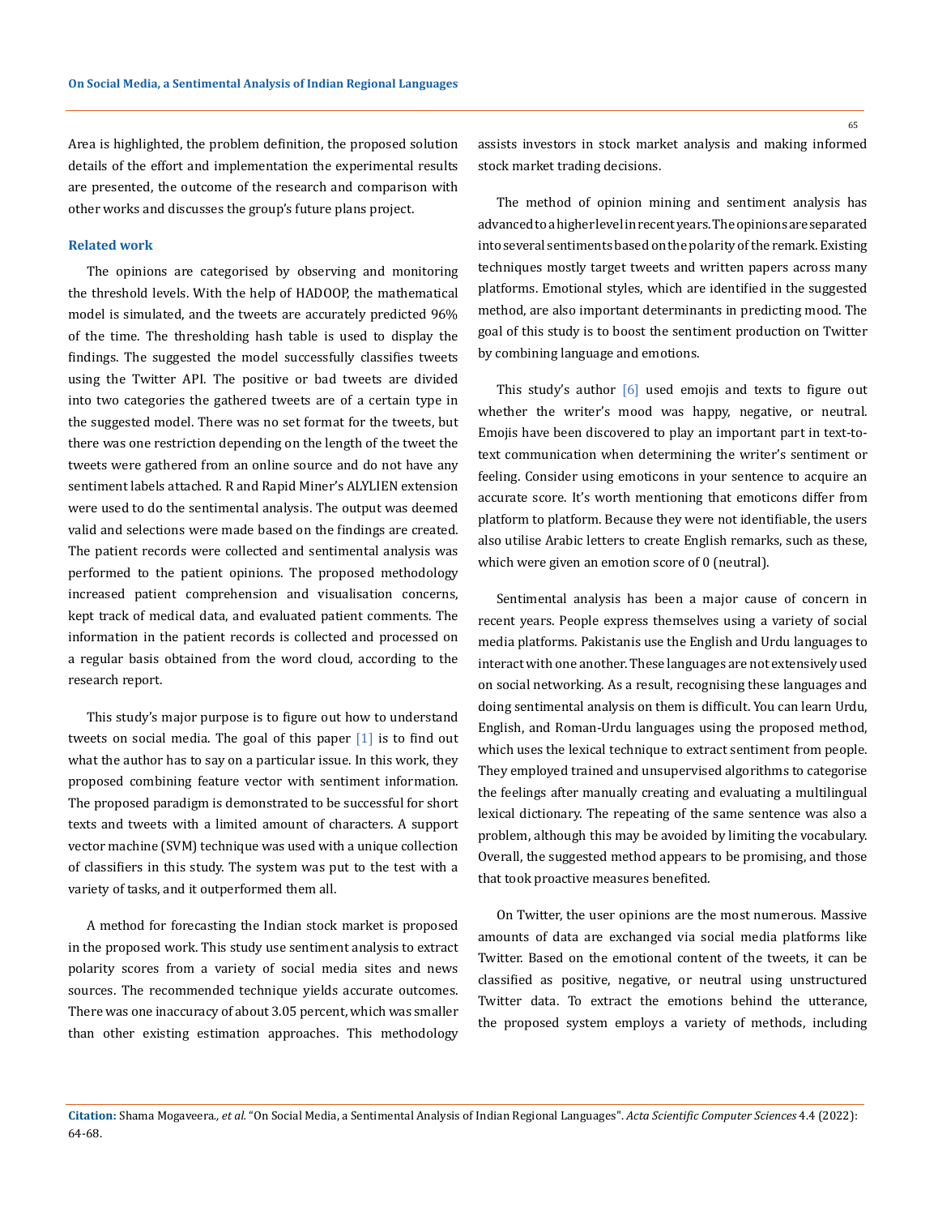Area is highlighted, the problem definition, the proposed solution details of the effort and implementation the experimental results are presented, the outcome of the research and comparison with other works and discusses the group's future plans project.

## Related work

The opinions are categorised by observing and monitoring the threshold levels. With the help of HADOOP, the mathematical model is simulated, and the tweets are accurately predicted 96% of the time. The thresholding hash table is used to display the findings. The suggested the model successfully classifies tweets using the Twitter API. The positive or bad tweets are divided into two categories the gathered tweets are of a certain type in the suggested model. There was no set format for the tweets, but there was one restriction depending on the length of the tweet the tweets were gathered from an online source and do not have any sentiment labels attached. R and Rapid Miner's ALYLIEN extension were used to do the sentimental analysis. The output was deemed valid and selections were made based on the findings are created. The patient records were collected and sentimental analysis was performed to the patient opinions. The proposed methodology increased patient comprehension and visualisation concerns, kept track of medical data, and evaluated patient comments. The information in the patient records is collected and processed on a regular basis obtained from the word cloud, according to the research report.

This study's major purpose is to figure out how to understand tweets on social media. The goal of this paper [1] is to find out what the author has to say on a particular issue. In this work, they proposed combining feature vector with sentiment information. The proposed paradigm is demonstrated to be successful for short texts and tweets with a limited amount of characters. A support vector machine (SVM) technique was used with a unique collection of classifiers in this study. The system was put to the test with a variety of tasks, and it outperformed them all.

A method for forecasting the Indian stock market is proposed in the proposed work. This study use sentiment analysis to extract polarity scores from a variety of social media sites and news sources. The recommended technique yields accurate outcomes. There was one inaccuracy of about 3.05 percent, which was smaller than other existing estimation approaches. This methodology assists investors in stock market analysis and making informed stock market trading decisions.

The method of opinion mining and sentiment analysis has advanced to a higher level in recent years. The opinions are separated into several sentiments based on the polarity of the remark. Existing techniques mostly target tweets and written papers across many platforms. Emotional styles, which are identified in the suggested method, are also important determinants in predicting mood. The goal of this study is to boost the sentiment production on Twitter by combining language and emotions.

This study's author [6] used emojis and texts to figure out whether the writer's mood was happy, negative, or neutral. Emojis have been discovered to play an important part in text-to-text communication when determining the writer's sentiment or feeling. Consider using emoticons in your sentence to acquire an accurate score. It's worth mentioning that emoticons differ from platform to platform. Because they were not identifiable, the users also utilise Arabic letters to create English remarks, such as these, which were given an emotion score of 0 (neutral).

Sentimental analysis has been a major cause of concern in recent years. People express themselves using a variety of social media platforms. Pakistanis use the English and Urdu languages to interact with one another. These languages are not extensively used on social networking. As a result, recognising these languages and doing sentimental analysis on them is difficult. You can learn Urdu, English, and Roman-Urdu languages using the proposed method, which uses the lexical technique to extract sentiment from people. They employed trained and unsupervised algorithms to categorise the feelings after manually creating and evaluating a multilingual lexical dictionary. The repeating of the same sentence was also a problem, although this may be avoided by limiting the vocabulary. Overall, the suggested method appears to be promising, and those that took proactive measures benefited.

On Twitter, the user opinions are the most numerous. Massive amounts of data are exchanged via social media platforms like Twitter. Based on the emotional content of the tweets, it can be classified as positive, negative, or neutral using unstructured Twitter data. To extract the emotions behind the utterance, the proposed system employs a variety of methods, including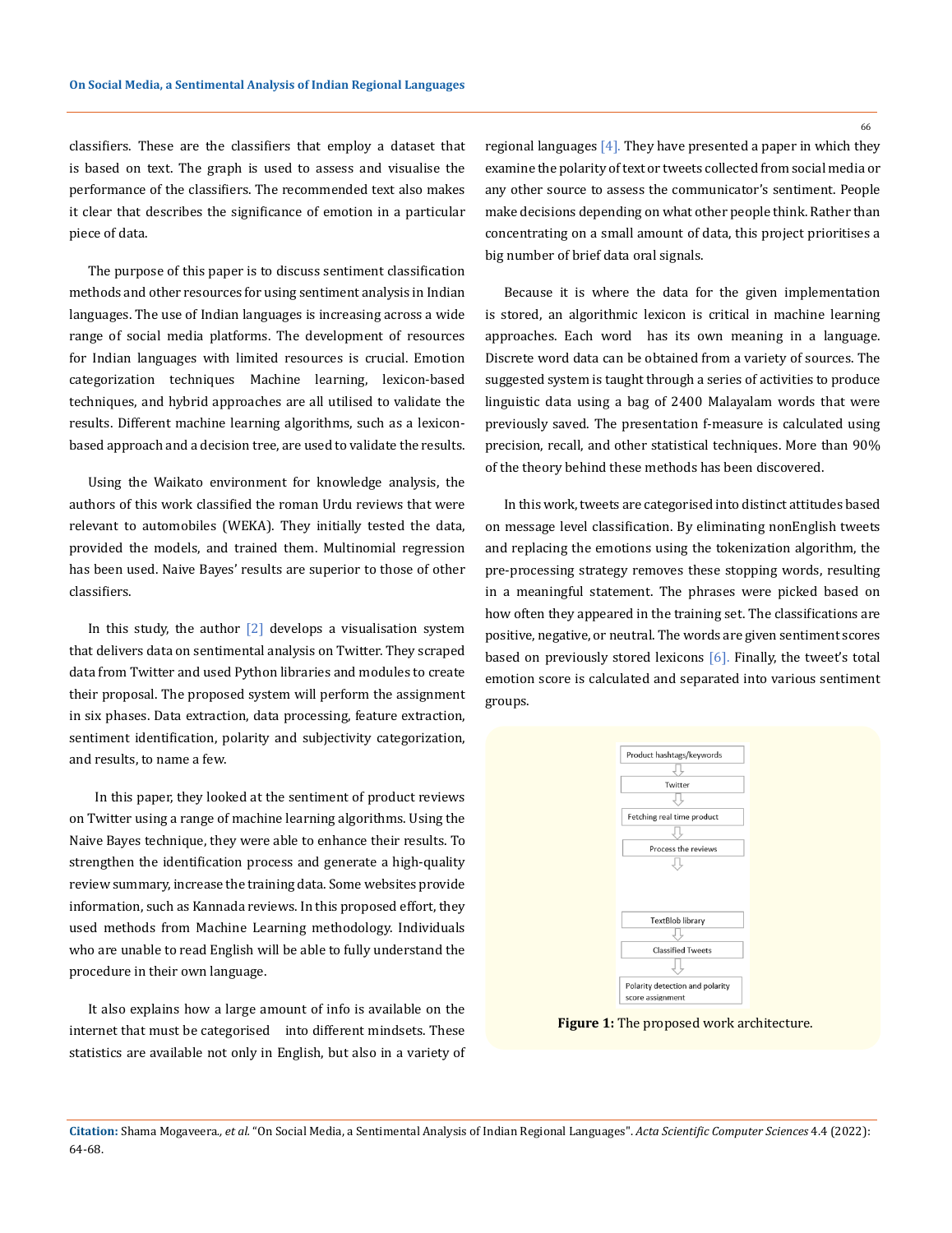classifiers. These are the classifiers that employ a dataset that is based on text. The graph is used to assess and visualise the performance of the classifiers. The recommended text also makes it clear that describes the significance of emotion in a particular piece of data.

The purpose of this paper is to discuss sentiment classification methods and other resources for using sentiment analysis in Indian languages. The use of Indian languages is increasing across a wide range of social media platforms. The development of resources for Indian languages with limited resources is crucial. Emotion categorization techniques Machine learning, lexicon-based techniques, and hybrid approaches are all utilised to validate the results. Different machine learning algorithms, such as a lexicon-based approach and a decision tree, are used to validate the results.

Using the Waikato environment for knowledge analysis, the authors of this work classified the roman Urdu reviews that were relevant to automobiles (WEKA). They initially tested the data, provided the models, and trained them. Multinomial regression has been used. Naive Bayes' results are superior to those of other classifiers.

In this study, the author [2] develops a visualisation system that delivers data on sentimental analysis on Twitter. They scraped data from Twitter and used Python libraries and modules to create their proposal. The proposed system will perform the assignment in six phases. Data extraction, data processing, feature extraction, sentiment identification, polarity and subjectivity categorization, and results, to name a few.

In this paper, they looked at the sentiment of product reviews on Twitter using a range of machine learning algorithms. Using the Naive Bayes technique, they were able to enhance their results. To strengthen the identification process and generate a high-quality review summary, increase the training data. Some websites provide information, such as Kannada reviews. In this proposed effort, they used methods from Machine Learning methodology. Individuals who are unable to read English will be able to fully understand the procedure in their own language.

It also explains how a large amount of info is available on the internet that must be categorised into different mindsets. These statistics are available not only in English, but also in a variety of regional languages [4]. They have presented a paper in which they examine the polarity of text or tweets collected from social media or any other source to assess the communicator's sentiment. People make decisions depending on what other people think. Rather than concentrating on a small amount of data, this project prioritises a big number of brief data oral signals.

Because it is where the data for the given implementation is stored, an algorithmic lexicon is critical in machine learning approaches. Each word has its own meaning in a language. Discrete word data can be obtained from a variety of sources. The suggested system is taught through a series of activities to produce linguistic data using a bag of 2400 Malayalam words that were previously saved. The presentation f-measure is calculated using precision, recall, and other statistical techniques. More than 90% of the theory behind these methods has been discovered.

In this work, tweets are categorised into distinct attitudes based on message level classification. By eliminating nonEnglish tweets and replacing the emotions using the tokenization algorithm, the pre-processing strategy removes these stopping words, resulting in a meaningful statement. The phrases were picked based on how often they appeared in the training set. The classifications are positive, negative, or neutral. The words are given sentiment scores based on previously stored lexicons [6]. Finally, the tweet's total emotion score is calculated and separated into various sentiment groups.

Product hashtags/keywords → Twitter → Fetching real time product → Process the reviews → TextBlob library → Classified Tweets → Polarity detection and polarity score assignment

**Figure 1:** The proposed work architecture.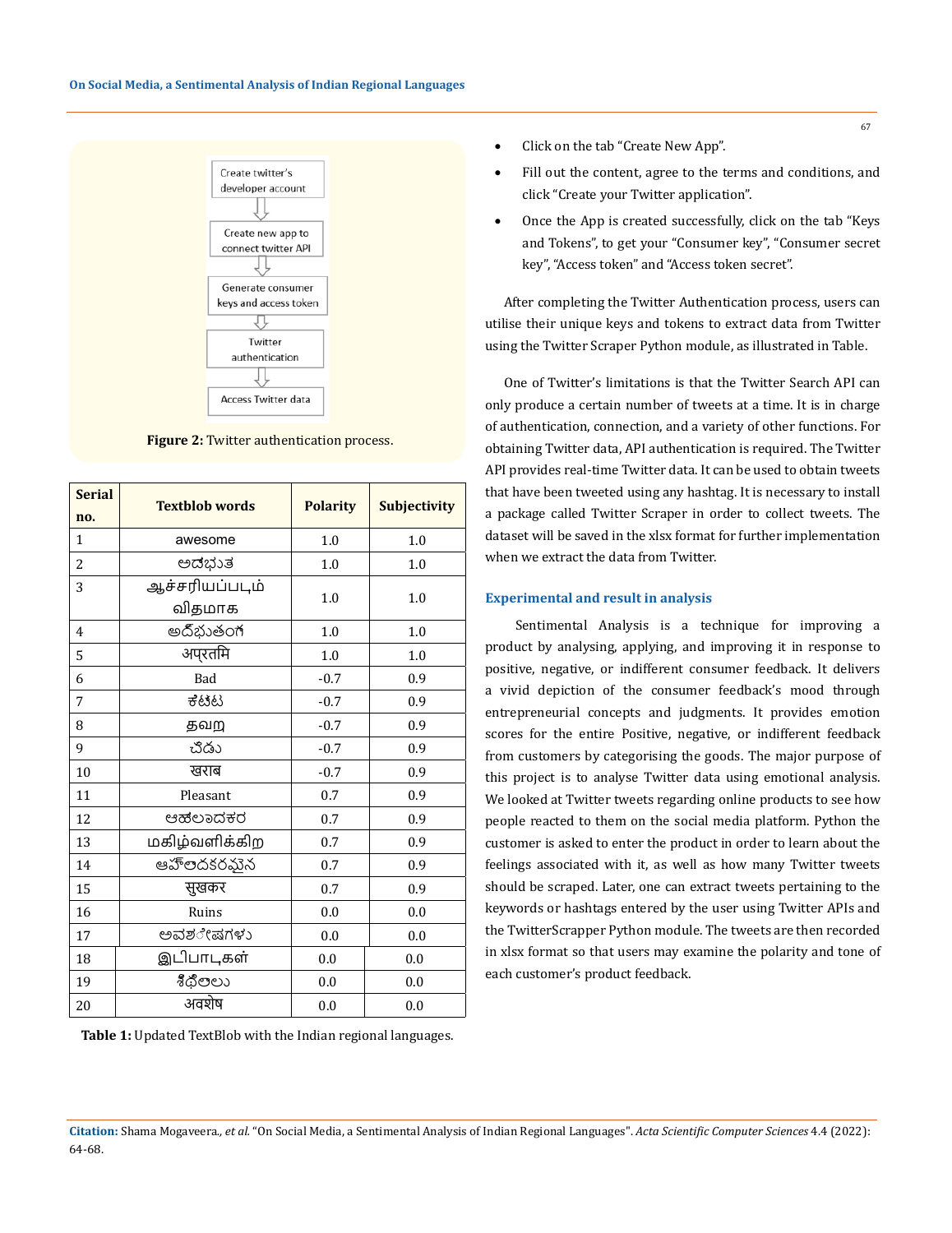Create twitter's developer account → Create new app to connect twitter API → Generate consumer keys and access token → Twitter authentication → Access Twitter data

**Figure 2:** Twitter authentication process.

| Serial no. | Textblob words | Polarity | Subjectivity |
|---|---|---|---|
| 1 | awesome | 1.0 | 1.0 |
| 2 | ಅದ್ಭುತ | 1.0 | 1.0 |
| 3 | ஆச்சரியப்படும் விதமாக | 1.0 | 1.0 |
| 4 | అద్భుతంగా | 1.0 | 1.0 |
| 5 | अप्रतिम | 1.0 | 1.0 |
| 6 | Bad | -0.7 | 0.9 |
| 7 | ಕೆಟ್ಟ | -0.7 | 0.9 |
| 8 | தவறு | -0.7 | 0.9 |
| 9 | చెడు | -0.7 | 0.9 |
| 10 | खराब | -0.7 | 0.9 |
| 11 | Pleasant | 0.7 | 0.9 |
| 12 | ಆಹ್ಲಾದಕರ | 0.7 | 0.9 |
| 13 | மகிழ்வளிக்கிற | 0.7 | 0.9 |
| 14 | ఆహ్లాదకరమైన | 0.7 | 0.9 |
| 15 | सुखकर | 0.7 | 0.9 |
| 16 | Ruins | 0.0 | 0.0 |
| 17 | ಅವಶೇಷಗಳು | 0.0 | 0.0 |
| 18 | இடிபாடுகள் | 0.0 | 0.0 |
| 19 | శిథిలాలు | 0.0 | 0.0 |
| 20 | अवशेष | 0.0 | 0.0 |

**Table 1:** Updated TextBlob with the Indian regional languages.

- Click on the tab "Create New App".
- Fill out the content, agree to the terms and conditions, and click "Create your Twitter application".
- Once the App is created successfully, click on the tab "Keys and Tokens", to get your "Consumer key", "Consumer secret key", "Access token" and "Access token secret".

After completing the Twitter Authentication process, users can utilise their unique keys and tokens to extract data from Twitter using the Twitter Scraper Python module, as illustrated in Table.

One of Twitter's limitations is that the Twitter Search API can only produce a certain number of tweets at a time. It is in charge of authentication, connection, and a variety of other functions. For obtaining Twitter data, API authentication is required. The Twitter API provides real-time Twitter data. It can be used to obtain tweets that have been tweeted using any hashtag. It is necessary to install a package called Twitter Scraper in order to collect tweets. The dataset will be saved in the xlsx format for further implementation when we extract the data from Twitter.

## Experimental and result in analysis

Sentimental Analysis is a technique for improving a product by analysing, applying, and improving it in response to positive, negative, or indifferent consumer feedback. It delivers a vivid depiction of the consumer feedback's mood through entrepreneurial concepts and judgments. It provides emotion scores for the entire Positive, negative, or indifferent feedback from customers by categorising the goods. The major purpose of this project is to analyse Twitter data using emotional analysis. We looked at Twitter tweets regarding online products to see how people reacted to them on the social media platform. Python the customer is asked to enter the product in order to learn about the feelings associated with it, as well as how many Twitter tweets should be scraped. Later, one can extract tweets pertaining to the keywords or hashtags entered by the user using Twitter APIs and the TwitterScrapper Python module. The tweets are then recorded in xlsx format so that users may examine the polarity and tone of each customer's product feedback.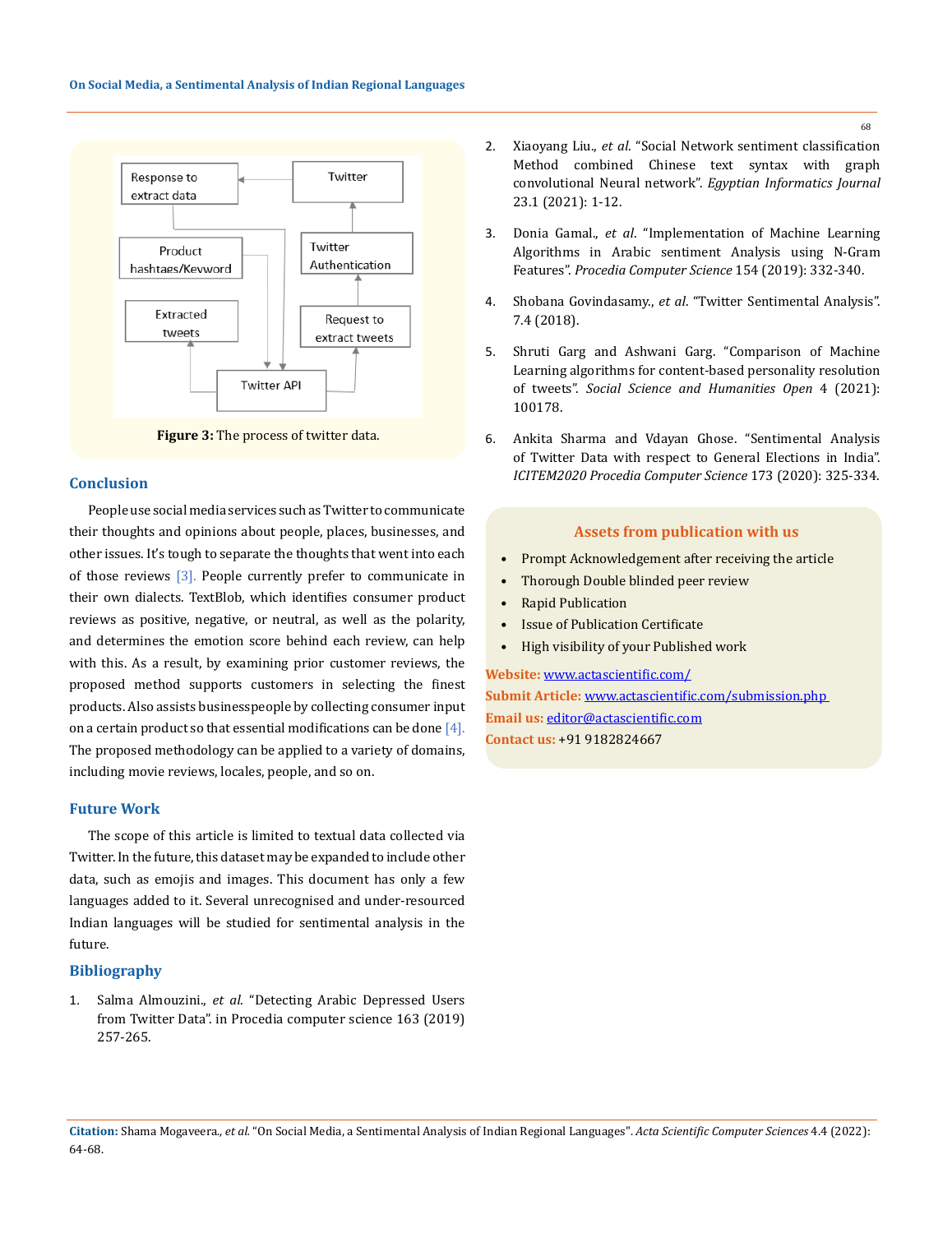Response to extract data

Twitter

Product hashtags/Keyword

Twitter Authentication

Extracted tweets

Request to extract tweets

Twitter API

**Figure 3:** The process of twitter data.

## Conclusion

People use social media services such as Twitter to communicate their thoughts and opinions about people, places, businesses, and other issues. It's tough to separate the thoughts that went into each of those reviews [3]. People currently prefer to communicate in their own dialects. TextBlob, which identifies consumer product reviews as positive, negative, or neutral, as well as the polarity, and determines the emotion score behind each review, can help with this. As a result, by examining prior customer reviews, the proposed method supports customers in selecting the finest products. Also assists businesspeople by collecting consumer input on a certain product so that essential modifications can be done [4]. The proposed methodology can be applied to a variety of domains, including movie reviews, locales, people, and so on.

## Future Work

The scope of this article is limited to textual data collected via Twitter. In the future, this dataset may be expanded to include other data, such as emojis and images. This document has only a few languages added to it. Several unrecognised and under-resourced Indian languages will be studied for sentimental analysis in the future.

## Bibliography

1. Salma Almouzini., *et al.* "Detecting Arabic Depressed Users from Twitter Data". in Procedia computer science 163 (2019) 257-265.
2. Xiaoyang Liu., *et al*. "Social Network sentiment classification Method combined Chinese text syntax with graph convolutional Neural network". *Egyptian Informatics Journal* 23.1 (2021): 1-12.
3. Donia Gamal., *et al*. "Implementation of Machine Learning Algorithms in Arabic sentiment Analysis using N-Gram Features". *Procedia Computer Science* 154 (2019): 332-340.
4. Shobana Govindasamy., *et al*. "Twitter Sentimental Analysis". 7.4 (2018).
5. Shruti Garg and Ashwani Garg. "Comparison of Machine Learning algorithms for content-based personality resolution of tweets". *Social Science and Humanities Open* 4 (2021): 100178.
6. Ankita Sharma and Vdayan Ghose. "Sentimental Analysis of Twitter Data with respect to General Elections in India". *ICITEM2020 Procedia Computer Science* 173 (2020): 325-334.

### Assets from publication with us

- Prompt Acknowledgement after receiving the article
- Thorough Double blinded peer review
- Rapid Publication
- Issue of Publication Certificate
- High visibility of your Published work

**Website:** www.actascientific.com/
**Submit Article:** www.actascientific.com/submission.php
**Email us:** editor@actascientific.com
**Contact us:** +91 9182824667